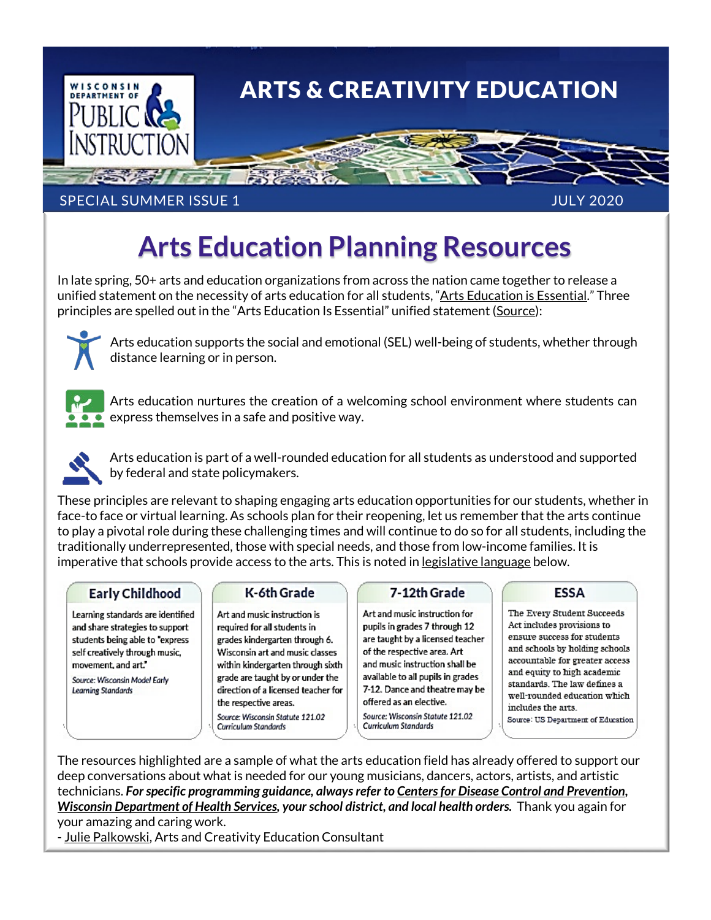WISCONSIN DEPARTMENT OF PUBLIC INSTRUCTION

# ARTS & CREATIVITY EDUCATION

SPECIAL SUMMER ISSUE 1 JULY 2020

## Arts Education Planning Resources

In late spring, 50+ arts and education organizations from across the nation came together to release a unified statement on the necessity of arts education for all students, "Arts Education is Essential." Three principles are spelled out in the "Arts Education Is Essential" unified statement (Source):

- Arts education supports the social and emotional (SEL) well-being of students, whether through distance learning or in person.
- Arts education nurtures the creation of a welcoming school environment where students can express themselves in a safe and positive way.
- Arts education is part of a well-rounded education for all students as understood and supported by federal and state policymakers.

These principles are relevant to shaping engaging arts education opportunities for our students, whether in face-to face or virtual learning. As schools plan for their reopening, let us remember that the arts continue to play a pivotal role during these challenging times and will continue to do so for all students, including the traditionally underrepresented, those with special needs, and those from low-income families. It is imperative that schools provide access to the arts. This is noted in legislative language below.

### Early Childhood

Learning standards are identified and share strategies to support students being able to "express self creatively through music, movement, and art."

*Source: Wisconsin Model Early Learning Standards*

### K-6th Grade

Art and music instruction is required for all students in grades kindergarten through 6. Wisconsin art and music classes within kindergarten through sixth grade are taught by or under the direction of a licensed teacher for the respective areas.

*Source: Wisconsin Statute 121.02 Curriculum Standards*

### 7-12th Grade

Art and music instruction for pupils in grades 7 through 12 are taught by a licensed teacher of the respective area. Art and music instruction shall be available to all pupils in grades 7-12. Dance and theatre may be offered as an elective.

*Source: Wisconsin Statute 121.02 Curriculum Standards*

### ESSA

The Every Student Succeeds Act includes provisions to ensure success for students and schools by holding schools accountable for greater access and equity to high academic standards. The law defines a well-rounded education which includes the arts.

Source: US Department of Education

The resources highlighted are a sample of what the arts education field has already offered to support our deep conversations about what is needed for our young musicians, dancers, actors, artists, and artistic technicians. ***For specific programming guidance, always refer to Centers for Disease Control and Prevention, Wisconsin Department of Health Services, your school district, and local health orders.*** Thank you again for your amazing and caring work.

\- Julie Palkowski, Arts and Creativity Education Consultant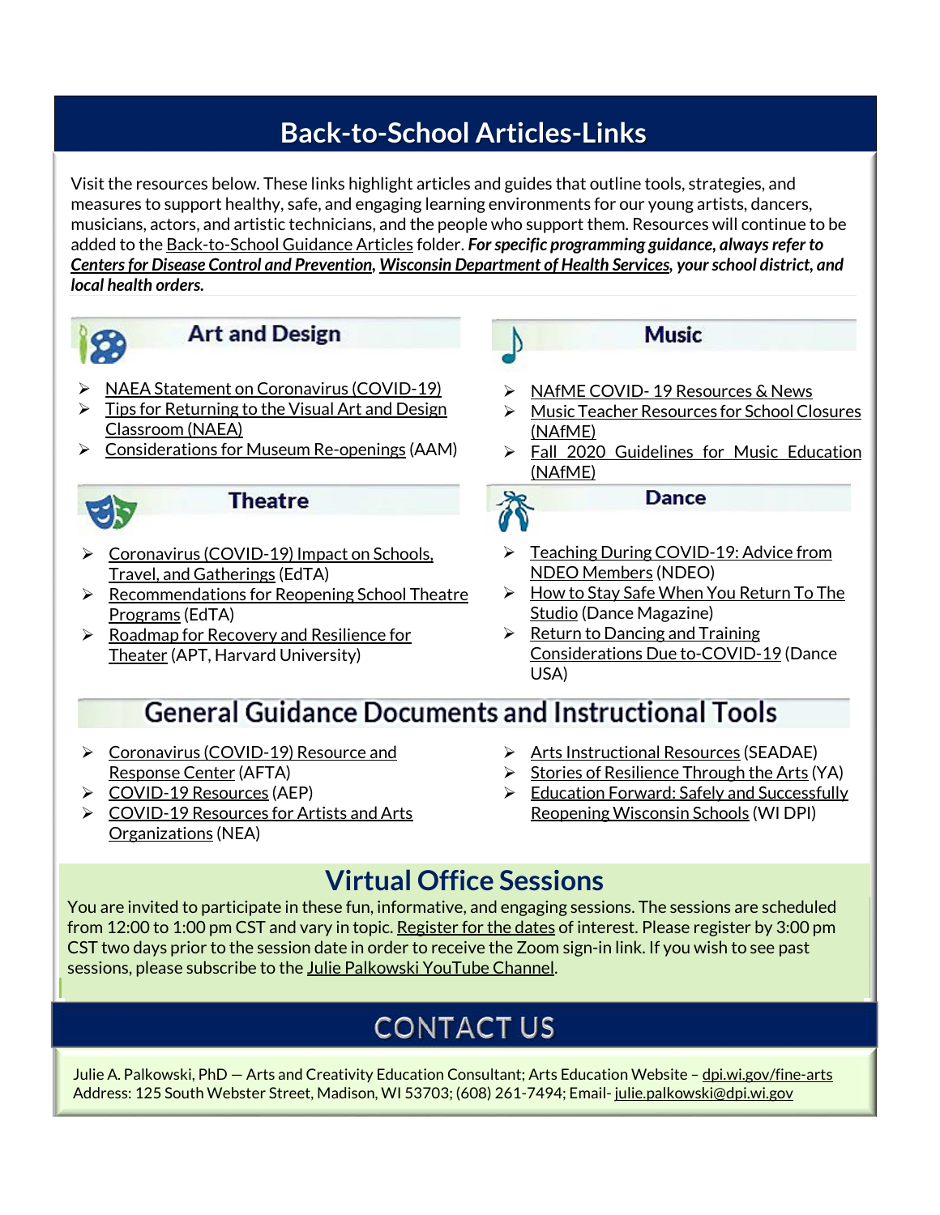# Back-to-School Articles-Links

Visit the resources below. These links highlight articles and guides that outline tools, strategies, and measures to support healthy, safe, and engaging learning environments for our young artists, dancers, musicians, actors, and artistic technicians, and the people who support them. Resources will continue to be added to the Back-to-School Guidance Articles folder. ***For specific programming guidance, always refer to Centers for Disease Control and Prevention, Wisconsin Department of Health Services, your school district, and local health orders.***

## Art and Design

- NAEA Statement on Coronavirus (COVID-19)
- Tips for Returning to the Visual Art and Design Classroom (NAEA)
- Considerations for Museum Re-openings (AAM)

## Theatre

- Coronavirus (COVID-19) Impact on Schools, Travel, and Gatherings (EdTA)
- Recommendations for Reopening School Theatre Programs (EdTA)
- Roadmap for Recovery and Resilience for Theater (APT, Harvard University)

## Music

- NAfME COVID- 19 Resources & News
- Music Teacher Resources for School Closures (NAfME)
- Fall 2020 Guidelines for Music Education (NAfME)

## Dance

- Teaching During COVID-19: Advice from NDEO Members (NDEO)
- How to Stay Safe When You Return To The Studio (Dance Magazine)
- Return to Dancing and Training Considerations Due to-COVID-19 (Dance USA)

## General Guidance Documents and Instructional Tools

- Coronavirus (COVID-19) Resource and Response Center (AFTA)
- COVID-19 Resources (AEP)
- COVID-19 Resources for Artists and Arts Organizations (NEA)
- Arts Instructional Resources (SEADAE)
- Stories of Resilience Through the Arts (YA)
- Education Forward: Safely and Successfully Reopening Wisconsin Schools (WI DPI)

# Virtual Office Sessions

You are invited to participate in these fun, informative, and engaging sessions. The sessions are scheduled from 12:00 to 1:00 pm CST and vary in topic. Register for the dates of interest. Please register by 3:00 pm CST two days prior to the session date in order to receive the Zoom sign-in link. If you wish to see past sessions, please subscribe to the Julie Palkowski YouTube Channel.

# CONTACT US

Julie A. Palkowski, PhD — Arts and Creativity Education Consultant; Arts Education Website – dpi.wi.gov/fine-arts
Address: 125 South Webster Street, Madison, WI 53703; (608) 261-7494; Email- julie.palkowski@dpi.wi.gov